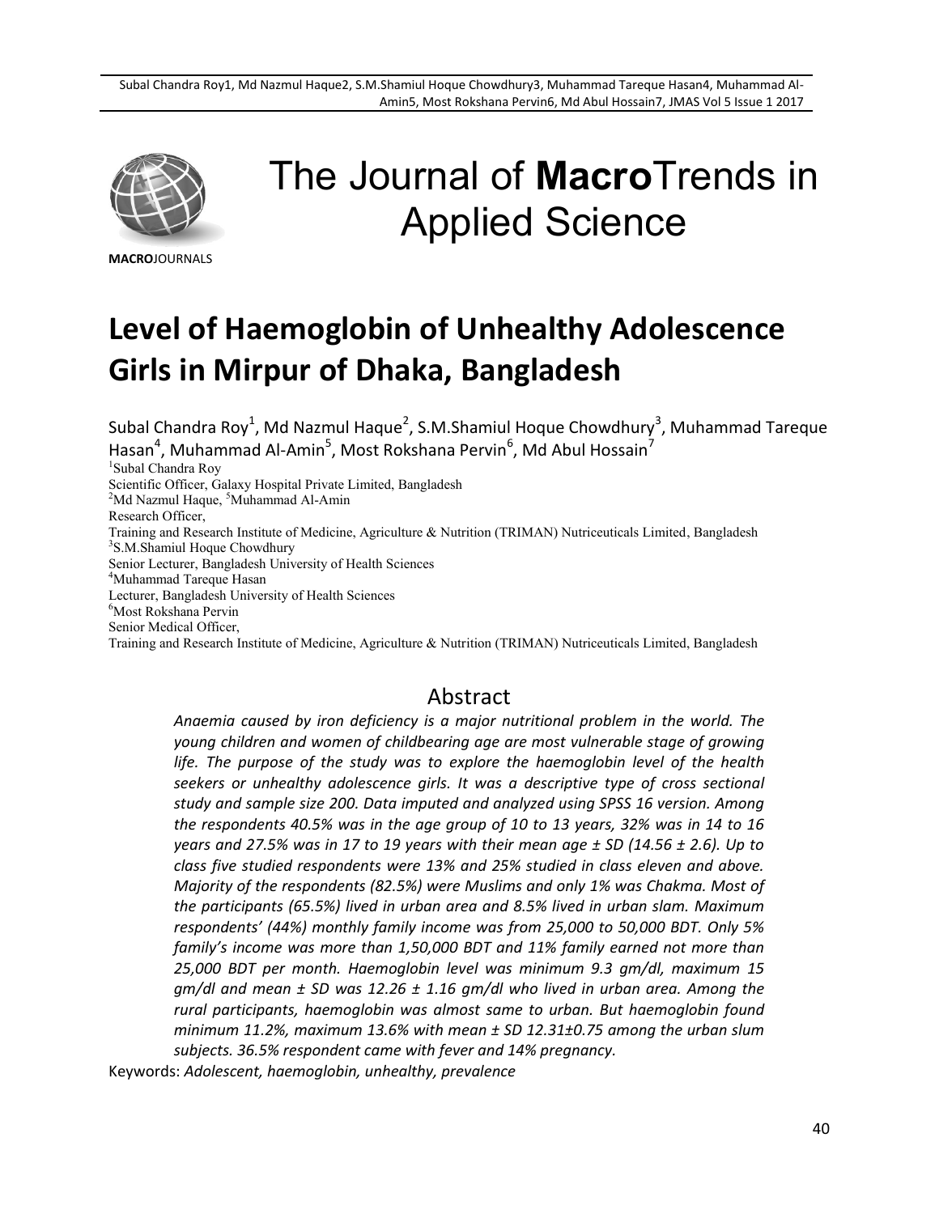# The Journal of **Macro**Trends in Applied Science

**MACRO**JOURNALS

# Level of Haemoglobin of Unhealthy Adolescence Girls in Mirpur of Dhaka, Bangladesh

Subal Chandra Roy[1], Md Nazmul Haque[2], S.M.Shamiul Hoque Chowdhury[3], Muhammad Tareque Hasan[4], Muhammad Al-Amin[5], Most Rokshana Pervin[6], Md Abul Hossain[7]

[1]Subal Chandra Roy
Scientific Officer, Galaxy Hospital Private Limited, Bangladesh
[2]Md Nazmul Haque, [5]Muhammad Al-Amin
Research Officer,
Training and Research Institute of Medicine, Agriculture & Nutrition (TRIMAN) Nutriceuticals Limited, Bangladesh
[3]S.M.Shamiul Hoque Chowdhury
Senior Lecturer, Bangladesh University of Health Sciences
[4]Muhammad Tareque Hasan
Lecturer, Bangladesh University of Health Sciences
[6]Most Rokshana Pervin
Senior Medical Officer,
Training and Research Institute of Medicine, Agriculture & Nutrition (TRIMAN) Nutriceuticals Limited, Bangladesh

## Abstract

*Anaemia caused by iron deficiency is a major nutritional problem in the world. The young children and women of childbearing age are most vulnerable stage of growing life. The purpose of the study was to explore the haemoglobin level of the health seekers or unhealthy adolescence girls. It was a descriptive type of cross sectional study and sample size 200. Data imputed and analyzed using SPSS 16 version. Among the respondents 40.5% was in the age group of 10 to 13 years, 32% was in 14 to 16 years and 27.5% was in 17 to 19 years with their mean age ± SD (14.56 ± 2.6). Up to class five studied respondents were 13% and 25% studied in class eleven and above. Majority of the respondents (82.5%) were Muslims and only 1% was Chakma. Most of the participants (65.5%) lived in urban area and 8.5% lived in urban slam. Maximum respondents' (44%) monthly family income was from 25,000 to 50,000 BDT. Only 5% family's income was more than 1,50,000 BDT and 11% family earned not more than 25,000 BDT per month. Haemoglobin level was minimum 9.3 gm/dl, maximum 15 gm/dl and mean ± SD was 12.26 ± 1.16 gm/dl who lived in urban area. Among the rural participants, haemoglobin was almost same to urban. But haemoglobin found minimum 11.2%, maximum 13.6% with mean ± SD 12.31±0.75 among the urban slum subjects. 36.5% respondent came with fever and 14% pregnancy.*

Keywords: *Adolescent, haemoglobin, unhealthy, prevalence*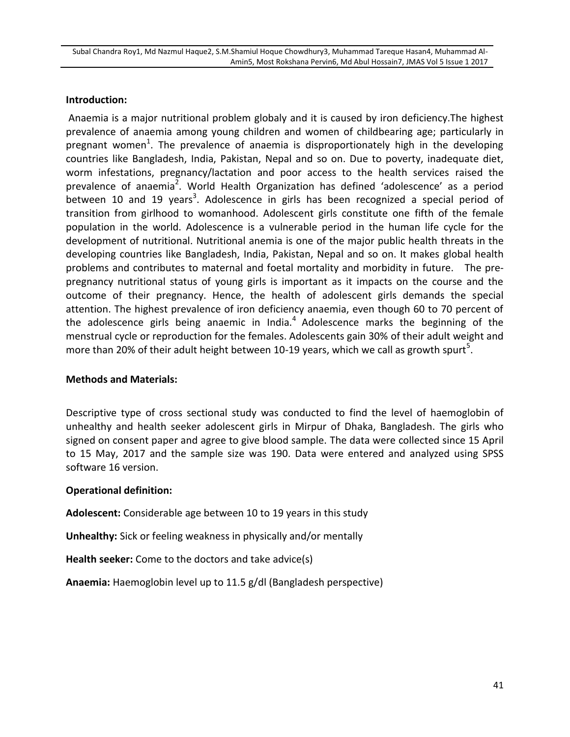**Introduction:**

Anaemia is a major nutritional problem globaly and it is caused by iron deficiency.The highest prevalence of anaemia among young children and women of childbearing age; particularly in pregnant women[1]. The prevalence of anaemia is disproportionately high in the developing countries like Bangladesh, India, Pakistan, Nepal and so on. Due to poverty, inadequate diet, worm infestations, pregnancy/lactation and poor access to the health services raised the prevalence of anaemia[2]. World Health Organization has defined 'adolescence' as a period between 10 and 19 years[3]. Adolescence in girls has been recognized a special period of transition from girlhood to womanhood. Adolescent girls constitute one fifth of the female population in the world. Adolescence is a vulnerable period in the human life cycle for the development of nutritional. Nutritional anemia is one of the major public health threats in the developing countries like Bangladesh, India, Pakistan, Nepal and so on. It makes global health problems and contributes to maternal and foetal mortality and morbidity in future. The pre-pregnancy nutritional status of young girls is important as it impacts on the course and the outcome of their pregnancy. Hence, the health of adolescent girls demands the special attention. The highest prevalence of iron deficiency anaemia, even though 60 to 70 percent of the adolescence girls being anaemic in India.[4] Adolescence marks the beginning of the menstrual cycle or reproduction for the females. Adolescents gain 30% of their adult weight and more than 20% of their adult height between 10-19 years, which we call as growth spurt[5].

**Methods and Materials:**

Descriptive type of cross sectional study was conducted to find the level of haemoglobin of unhealthy and health seeker adolescent girls in Mirpur of Dhaka, Bangladesh. The girls who signed on consent paper and agree to give blood sample. The data were collected since 15 April to 15 May, 2017 and the sample size was 190. Data were entered and analyzed using SPSS software 16 version.

**Operational definition:**

**Adolescent:** Considerable age between 10 to 19 years in this study

**Unhealthy:** Sick or feeling weakness in physically and/or mentally

**Health seeker:** Come to the doctors and take advice(s)

**Anaemia:** Haemoglobin level up to 11.5 g/dl (Bangladesh perspective)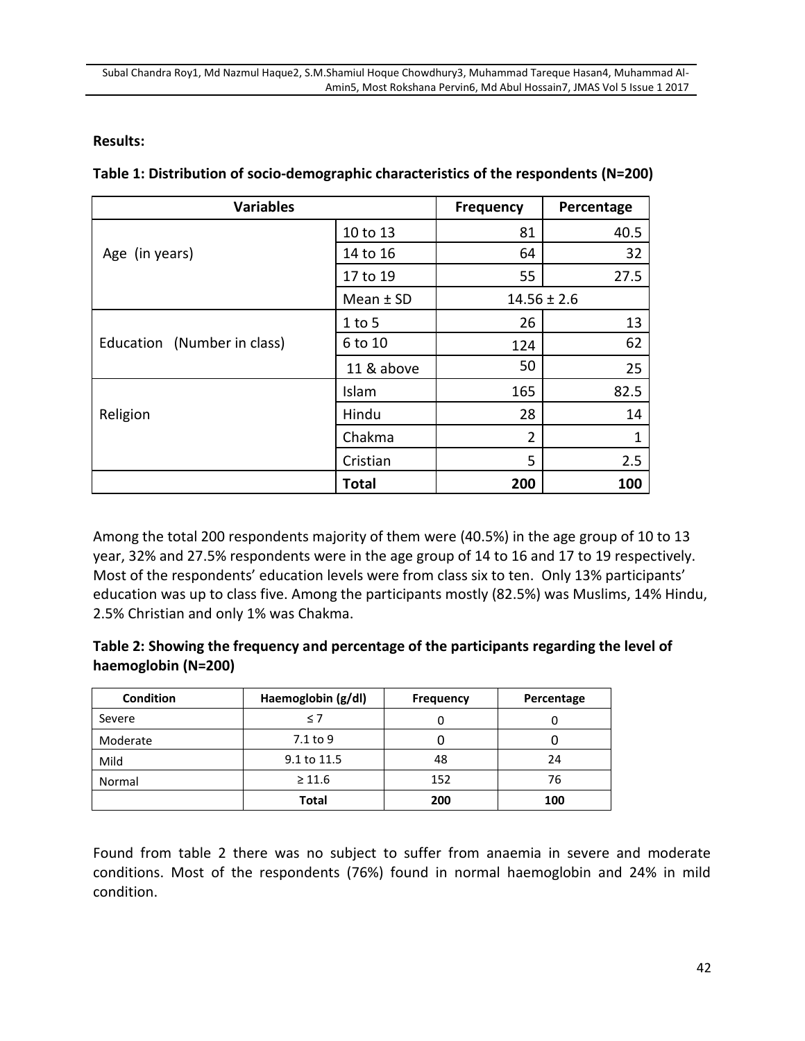**Results:**

**Table 1: Distribution of socio-demographic characteristics of the respondents (N=200)**

| Variables | | Frequency | Percentage |
|---|---|---|---|
| Age (in years) | 10 to 13 | 81 | 40.5 |
| | 14 to 16 | 64 | 32 |
| | 17 to 19 | 55 | 27.5 |
| | Mean ± SD | 14.56 ± 2.6 | |
| Education (Number in class) | 1 to 5 | 26 | 13 |
| | 6 to 10 | 124 | 62 |
| | 11 & above | 50 | 25 |
| Religion | Islam | 165 | 82.5 |
| | Hindu | 28 | 14 |
| | Chakma | 2 | 1 |
| | Cristian | 5 | 2.5 |
| | **Total** | **200** | **100** |

Among the total 200 respondents majority of them were (40.5%) in the age group of 10 to 13 year, 32% and 27.5% respondents were in the age group of 14 to 16 and 17 to 19 respectively. Most of the respondents' education levels were from class six to ten. Only 13% participants' education was up to class five. Among the participants mostly (82.5%) was Muslims, 14% Hindu, 2.5% Christian and only 1% was Chakma.

**Table 2: Showing the frequency and percentage of the participants regarding the level of haemoglobin (N=200)**

| Condition | Haemoglobin (g/dl) | Frequency | Percentage |
|---|---|---|---|
| Severe | ≤ 7 | 0 | 0 |
| Moderate | 7.1 to 9 | 0 | 0 |
| Mild | 9.1 to 11.5 | 48 | 24 |
| Normal | ≥ 11.6 | 152 | 76 |
| | **Total** | **200** | **100** |

Found from table 2 there was no subject to suffer from anaemia in severe and moderate conditions. Most of the respondents (76%) found in normal haemoglobin and 24% in mild condition.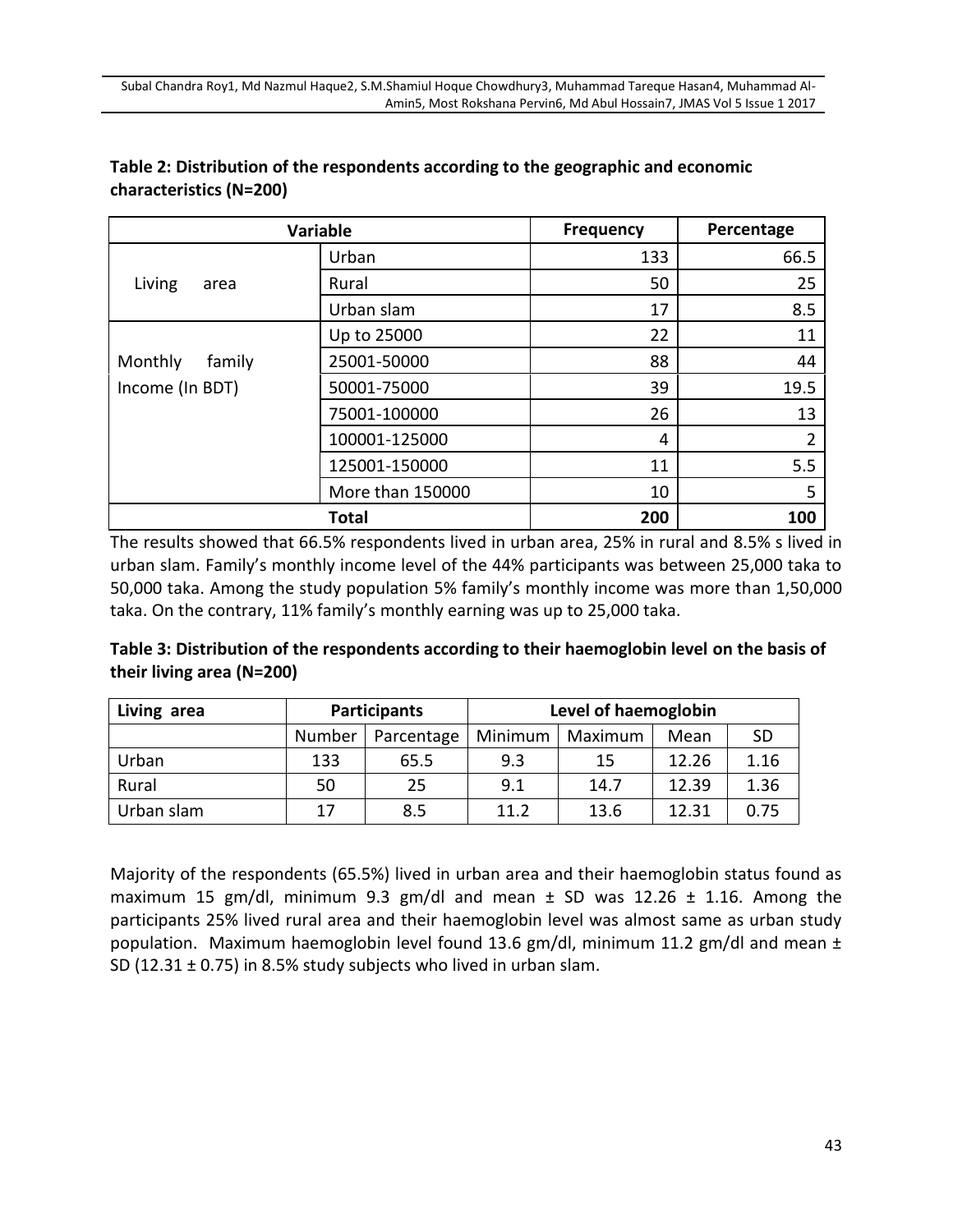**Table 2: Distribution of the respondents according to the geographic and economic characteristics (N=200)**

| Variable | | Frequency | Percentage |
|---|---|---|---|
| Living area | Urban | 133 | 66.5 |
| | Rural | 50 | 25 |
| | Urban slam | 17 | 8.5 |
| Monthly family Income (In BDT) | Up to 25000 | 22 | 11 |
| | 25001-50000 | 88 | 44 |
| | 50001-75000 | 39 | 19.5 |
| | 75001-100000 | 26 | 13 |
| | 100001-125000 | 4 | 2 |
| | 125001-150000 | 11 | 5.5 |
| | More than 150000 | 10 | 5 |
| **Total** | | **200** | **100** |

The results showed that 66.5% respondents lived in urban area, 25% in rural and 8.5% s lived in urban slam. Family's monthly income level of the 44% participants was between 25,000 taka to 50,000 taka. Among the study population 5% family's monthly income was more than 1,50,000 taka. On the contrary, 11% family's monthly earning was up to 25,000 taka.

**Table 3: Distribution of the respondents according to their haemoglobin level on the basis of their living area (N=200)**

| Living area | Participants | | Level of haemoglobin | | | |
|---|---|---|---|---|---|---|
| | Number | Parcentage | Minimum | Maximum | Mean | SD |
| Urban | 133 | 65.5 | 9.3 | 15 | 12.26 | 1.16 |
| Rural | 50 | 25 | 9.1 | 14.7 | 12.39 | 1.36 |
| Urban slam | 17 | 8.5 | 11.2 | 13.6 | 12.31 | 0.75 |

Majority of the respondents (65.5%) lived in urban area and their haemoglobin status found as maximum 15 gm/dl, minimum 9.3 gm/dl and mean ± SD was 12.26 ± 1.16. Among the participants 25% lived rural area and their haemoglobin level was almost same as urban study population. Maximum haemoglobin level found 13.6 gm/dl, minimum 11.2 gm/dl and mean ± SD (12.31 ± 0.75) in 8.5% study subjects who lived in urban slam.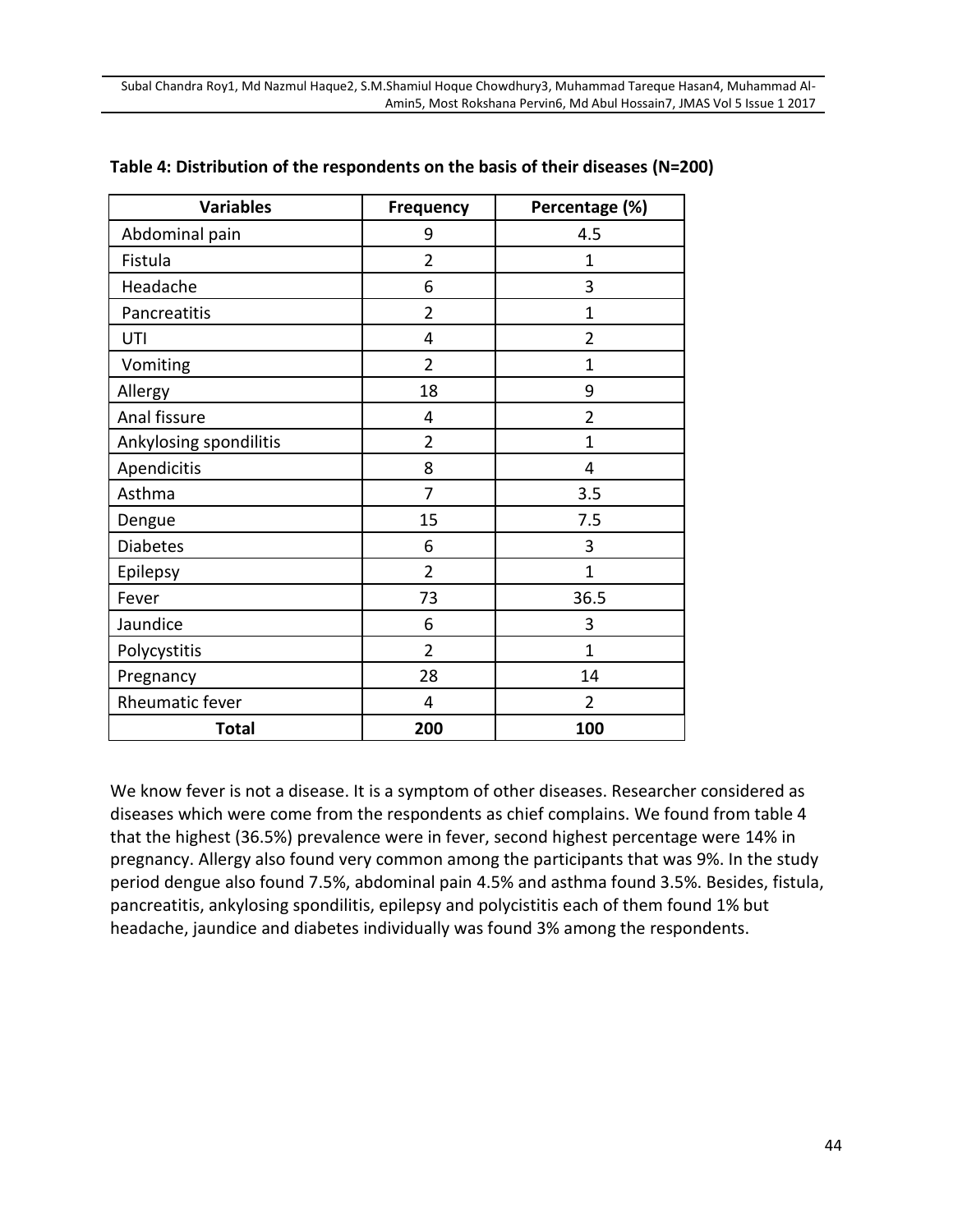**Table 4: Distribution of the respondents on the basis of their diseases (N=200)**

| Variables | Frequency | Percentage (%) |
|---|---|---|
| Abdominal pain | 9 | 4.5 |
| Fistula | 2 | 1 |
| Headache | 6 | 3 |
| Pancreatitis | 2 | 1 |
| UTI | 4 | 2 |
| Vomiting | 2 | 1 |
| Allergy | 18 | 9 |
| Anal fissure | 4 | 2 |
| Ankylosing spondilitis | 2 | 1 |
| Apendicitis | 8 | 4 |
| Asthma | 7 | 3.5 |
| Dengue | 15 | 7.5 |
| Diabetes | 6 | 3 |
| Epilepsy | 2 | 1 |
| Fever | 73 | 36.5 |
| Jaundice | 6 | 3 |
| Polycystitis | 2 | 1 |
| Pregnancy | 28 | 14 |
| Rheumatic fever | 4 | 2 |
| **Total** | **200** | **100** |

We know fever is not a disease. It is a symptom of other diseases. Researcher considered as diseases which were come from the respondents as chief complains. We found from table 4 that the highest (36.5%) prevalence were in fever, second highest percentage were 14% in pregnancy. Allergy also found very common among the participants that was 9%. In the study period dengue also found 7.5%, abdominal pain 4.5% and asthma found 3.5%. Besides, fistula, pancreatitis, ankylosing spondilitis, epilepsy and polycistitis each of them found 1% but headache, jaundice and diabetes individually was found 3% among the respondents.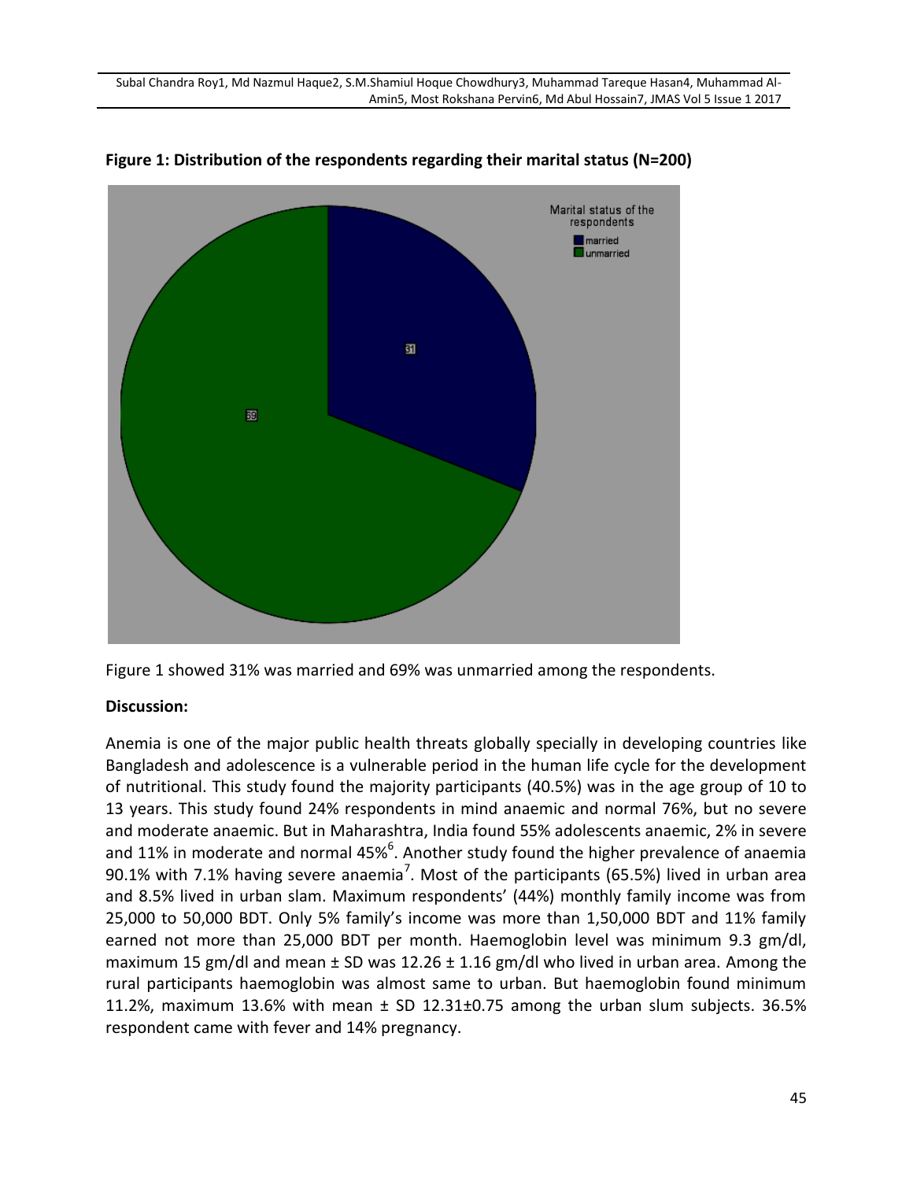**Figure 1: Distribution of the respondents regarding their marital status (N=200)**

Figure 1 showed 31% was married and 69% was unmarried among the respondents.

**Discussion:**

Anemia is one of the major public health threats globally specially in developing countries like Bangladesh and adolescence is a vulnerable period in the human life cycle for the development of nutritional. This study found the majority participants (40.5%) was in the age group of 10 to 13 years. This study found 24% respondents in mind anaemic and normal 76%, but no severe and moderate anaemic. But in Maharashtra, India found 55% adolescents anaemic, 2% in severe and 11% in moderate and normal 45%[6]. Another study found the higher prevalence of anaemia 90.1% with 7.1% having severe anaemia[7]. Most of the participants (65.5%) lived in urban area and 8.5% lived in urban slam. Maximum respondents' (44%) monthly family income was from 25,000 to 50,000 BDT. Only 5% family's income was more than 1,50,000 BDT and 11% family earned not more than 25,000 BDT per month. Haemoglobin level was minimum 9.3 gm/dl, maximum 15 gm/dl and mean ± SD was 12.26 ± 1.16 gm/dl who lived in urban area. Among the rural participants haemoglobin was almost same to urban. But haemoglobin found minimum 11.2%, maximum 13.6% with mean ± SD 12.31±0.75 among the urban slum subjects. 36.5% respondent came with fever and 14% pregnancy.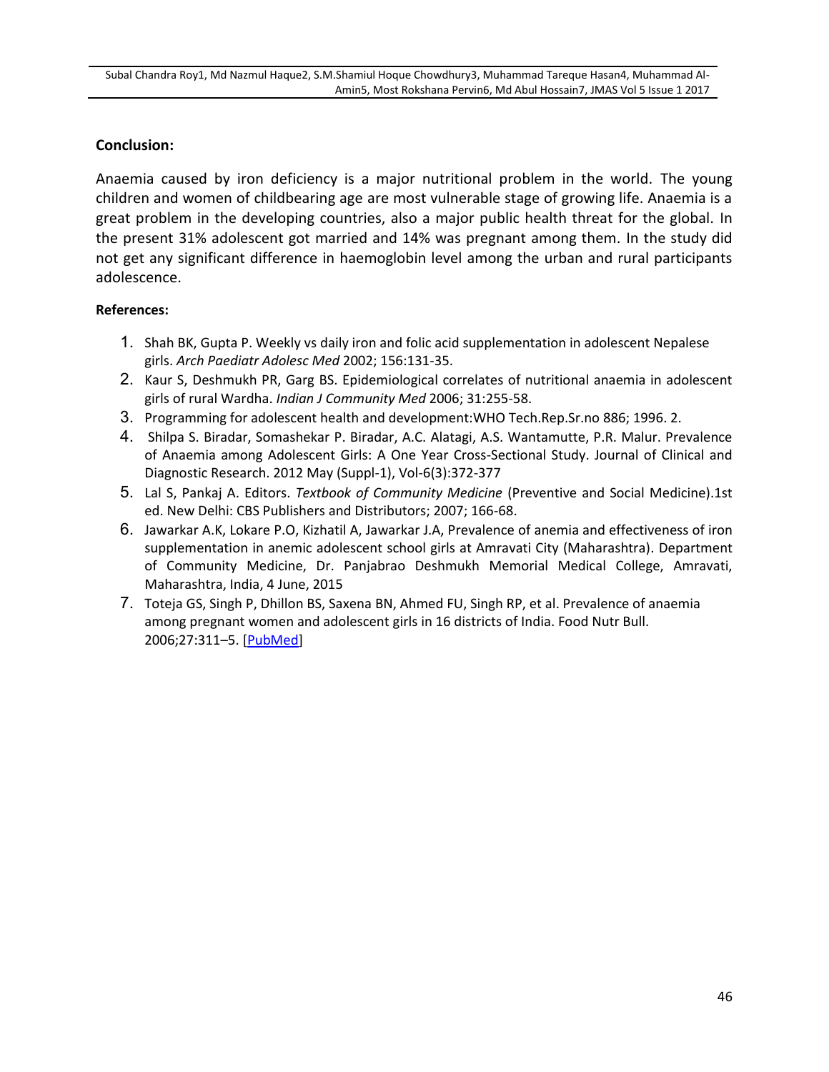**Conclusion:**

Anaemia caused by iron deficiency is a major nutritional problem in the world. The young children and women of childbearing age are most vulnerable stage of growing life. Anaemia is a great problem in the developing countries, also a major public health threat for the global. In the present 31% adolescent got married and 14% was pregnant among them. In the study did not get any significant difference in haemoglobin level among the urban and rural participants adolescence.

**References:**

1. Shah BK, Gupta P. Weekly vs daily iron and folic acid supplementation in adolescent Nepalese girls. *Arch Paediatr Adolesc Med* 2002; 156:131-35.
2. Kaur S, Deshmukh PR, Garg BS. Epidemiological correlates of nutritional anaemia in adolescent girls of rural Wardha. *Indian J Community Med* 2006; 31:255-58.
3. Programming for adolescent health and development:WHO Tech.Rep.Sr.no 886; 1996. 2.
4. Shilpa S. Biradar, Somashekar P. Biradar, A.C. Alatagi, A.S. Wantamutte, P.R. Malur. Prevalence of Anaemia among Adolescent Girls: A One Year Cross-Sectional Study. Journal of Clinical and Diagnostic Research. 2012 May (Suppl-1), Vol-6(3):372-377
5. Lal S, Pankaj A. Editors. *Textbook of Community Medicine* (Preventive and Social Medicine).1st ed. New Delhi: CBS Publishers and Distributors; 2007; 166-68.
6. Jawarkar A.K, Lokare P.O, Kizhatil A, Jawarkar J.A, Prevalence of anemia and effectiveness of iron supplementation in anemic adolescent school girls at Amravati City (Maharashtra). Department of Community Medicine, Dr. Panjabrao Deshmukh Memorial Medical College, Amravati, Maharashtra, India, 4 June, 2015
7. Toteja GS, Singh P, Dhillon BS, Saxena BN, Ahmed FU, Singh RP, et al. Prevalence of anaemia among pregnant women and adolescent girls in 16 districts of India. Food Nutr Bull. 2006;27:311–5. [PubMed]